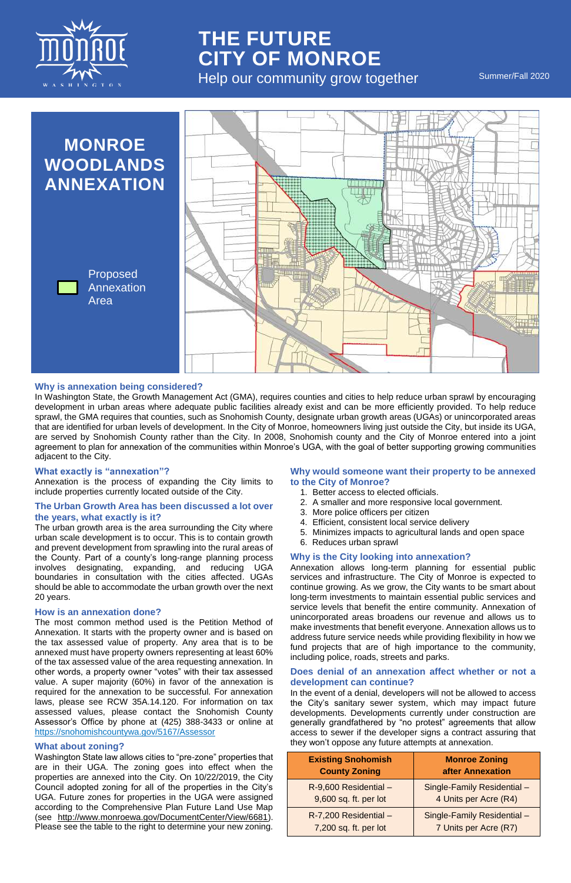# THE FUTURE CITY OF MONROE

Help our community grow together

Summer/Fall 2020

## MONROE WOODLANDS ANNEXATION

Proposed Annexation Area

### Why is annexation being considered?

In Washington State, the Growth Management Act (GMA), requires counties and cities to help reduce urban sprawl by encouraging development in urban areas where adequate public facilities already exist and can be more efficiently provided. To help reduce sprawl, the GMA requires that counties, such as Snohomish County, designate urban growth areas (UGAs) or unincorporated areas that are identified for urban levels of development. In the City of Monroe, homeowners living just outside the City, but inside its UGA, are served by Snohomish County rather than the City. In 2008, Snohomish county and the City of Monroe entered into a joint agreement to plan for annexation of the communities within Monroe's UGA, with the goal of better supporting growing communities adjacent to the City.

### What exactly is "annexation"?

Annexation is the process of expanding the City limits to include properties currently located outside of the City.

### The Urban Growth Area has been discussed a lot over the years, what exactly is it?

The urban growth area is the area surrounding the City where urban scale development is to occur. This is to contain growth and prevent development from sprawling into the rural areas of the County. Part of a county's long-range planning process involves designating, expanding, and reducing UGA boundaries in consultation with the cities affected. UGAs should be able to accommodate the urban growth over the next 20 years.

### How is an annexation done?

The most common method used is the Petition Method of Annexation. It starts with the property owner and is based on the tax assessed value of property. Any area that is to be annexed must have property owners representing at least 60% of the tax assessed value of the area requesting annexation. In other words, a property owner "votes" with their tax assessed value. A super majority (60%) in favor of the annexation is required for the annexation to be successful. For annexation laws, please see RCW 35A.14.120. For information on tax assessed values, please contact the Snohomish County Assessor's Office by phone at (425) 388-3433 or online at https://snohomishcountywa.gov/5167/Assessor

### What about zoning?

Washington State law allows cities to "pre-zone" properties that are in their UGA. The zoning goes into effect when the properties are annexed into the City. On 10/22/2019, the City Council adopted zoning for all of the properties in the City's UGA. Future zones for properties in the UGA were assigned according to the Comprehensive Plan Future Land Use Map (see http://www.monroewa.gov/DocumentCenter/View/6681). Please see the table to the right to determine your new zoning.

### Why would someone want their property to be annexed to the City of Monroe?

1. Better access to elected officials.
2. A smaller and more responsive local government.
3. More police officers per citizen
4. Efficient, consistent local service delivery
5. Minimizes impacts to agricultural lands and open space
6. Reduces urban sprawl

### Why is the City looking into annexation?

Annexation allows long-term planning for essential public services and infrastructure. The City of Monroe is expected to continue growing. As we grow, the City wants to be smart about long-term investments to maintain essential public services and service levels that benefit the entire community. Annexation of unincorporated areas broadens our revenue and allows us to make investments that benefit everyone. Annexation allows us to address future service needs while providing flexibility in how we fund projects that are of high importance to the community, including police, roads, streets and parks.

### Does denial of an annexation affect whether or not a development can continue?

In the event of a denial, developers will not be allowed to access the City's sanitary sewer system, which may impact future developments. Developments currently under construction are generally grandfathered by "no protest" agreements that allow access to sewer if the developer signs a contract assuring that they won't oppose any future attempts at annexation.

| Existing Snohomish County Zoning | Monroe Zoning after Annexation |
|---|---|
| R-9,600 Residential – 9,600 sq. ft. per lot | Single-Family Residential – 4 Units per Acre (R4) |
| R-7,200 Residential – 7,200 sq. ft. per lot | Single-Family Residential – 7 Units per Acre (R7) |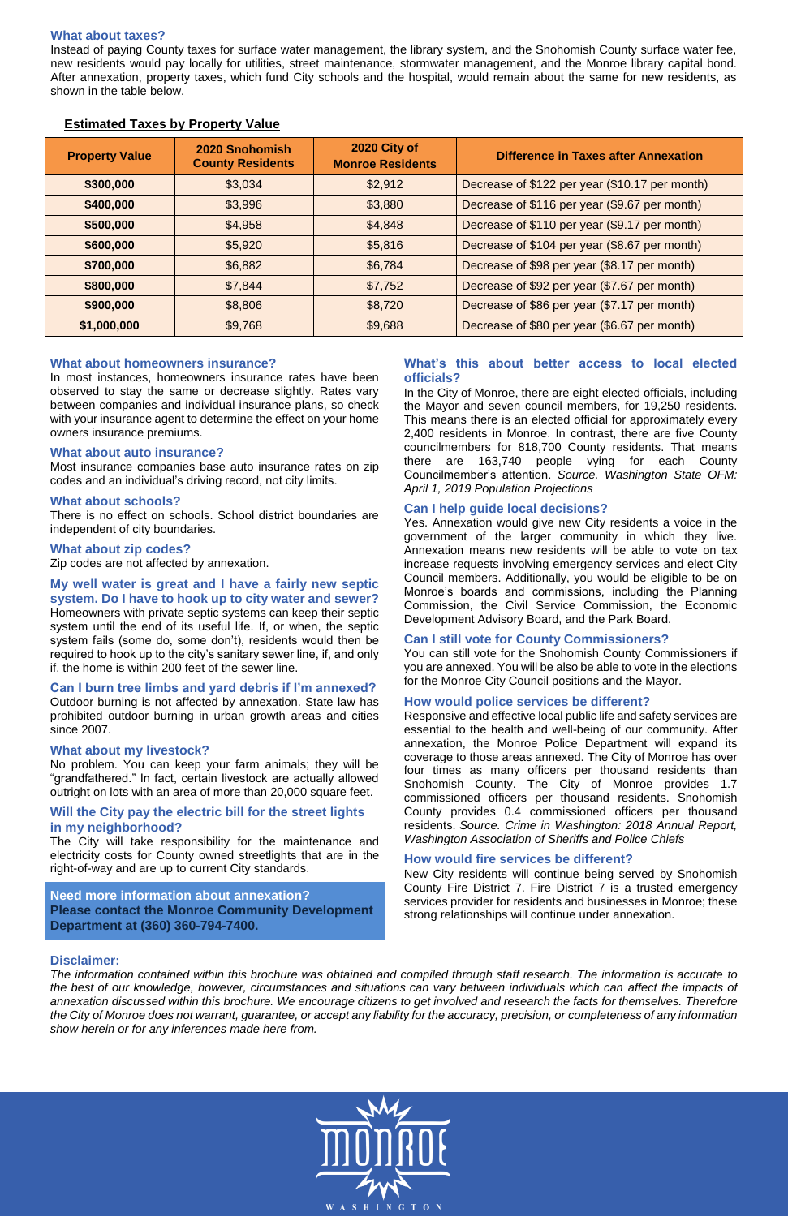### What about taxes?

Instead of paying County taxes for surface water management, the library system, and the Snohomish County surface water fee, new residents would pay locally for utilities, street maintenance, stormwater management, and the Monroe library capital bond. After annexation, property taxes, which fund City schools and the hospital, would remain about the same for new residents, as shown in the table below.

**Estimated Taxes by Property Value**

| Property Value | 2020 Snohomish County Residents | 2020 City of Monroe Residents | Difference in Taxes after Annexation |
|---|---|---|---|
| **$300,000** | $3,034 | $2,912 | Decrease of $122 per year ($10.17 per month) |
| **$400,000** | $3,996 | $3,880 | Decrease of $116 per year ($9.67 per month) |
| **$500,000** | $4,958 | $4,848 | Decrease of $110 per year ($9.17 per month) |
| **$600,000** | $5,920 | $5,816 | Decrease of $104 per year ($8.67 per month) |
| **$700,000** | $6,882 | $6,784 | Decrease of $98 per year ($8.17 per month) |
| **$800,000** | $7,844 | $7,752 | Decrease of $92 per year ($7.67 per month) |
| **$900,000** | $8,806 | $8,720 | Decrease of $86 per year ($7.17 per month) |
| **$1,000,000** | $9,768 | $9,688 | Decrease of $80 per year ($6.67 per month) |

### What about homeowners insurance?

In most instances, homeowners insurance rates have been observed to stay the same or decrease slightly. Rates vary between companies and individual insurance plans, so check with your insurance agent to determine the effect on your home owners insurance premiums.

### What about auto insurance?

Most insurance companies base auto insurance rates on zip codes and an individual's driving record, not city limits.

### What about schools?

There is no effect on schools. School district boundaries are independent of city boundaries.

### What about zip codes?

Zip codes are not affected by annexation.

### My well water is great and I have a fairly new septic system. Do I have to hook up to city water and sewer?

Homeowners with private septic systems can keep their septic system until the end of its useful life. If, or when, the septic system fails (some do, some don't), residents would then be required to hook up to the city's sanitary sewer line, if, and only if, the home is within 200 feet of the sewer line.

### Can I burn tree limbs and yard debris if I'm annexed?

Outdoor burning is not affected by annexation. State law has prohibited outdoor burning in urban growth areas and cities since 2007.

### What about my livestock?

No problem. You can keep your farm animals; they will be "grandfathered." In fact, certain livestock are actually allowed outright on lots with an area of more than 20,000 square feet.

### Will the City pay the electric bill for the street lights in my neighborhood?

The City will take responsibility for the maintenance and electricity costs for County owned streetlights that are in the right-of-way and are up to current City standards.

**Need more information about annexation?**
**Please contact the Monroe Community Development Department at (360) 360-794-7400.**

### What's this about better access to local elected officials?

In the City of Monroe, there are eight elected officials, including the Mayor and seven council members, for 19,250 residents. This means there is an elected official for approximately every 2,400 residents in Monroe. In contrast, there are five County councilmembers for 818,700 County residents. That means there are 163,740 people vying for each County Councilmember's attention. *Source. Washington State OFM: April 1, 2019 Population Projections*

### Can I help guide local decisions?

Yes. Annexation would give new City residents a voice in the government of the larger community in which they live. Annexation means new residents will be able to vote on tax increase requests involving emergency services and elect City Council members. Additionally, you would be eligible to be on Monroe's boards and commissions, including the Planning Commission, the Civil Service Commission, the Economic Development Advisory Board, and the Park Board.

### Can I still vote for County Commissioners?

You can still vote for the Snohomish County Commissioners if you are annexed. You will be also be able to vote in the elections for the Monroe City Council positions and the Mayor.

### How would police services be different?

Responsive and effective local public life and safety services are essential to the health and well-being of our community. After annexation, the Monroe Police Department will expand its coverage to those areas annexed. The City of Monroe has over four times as many officers per thousand residents than Snohomish County. The City of Monroe provides 1.7 commissioned officers per thousand residents. Snohomish County provides 0.4 commissioned officers per thousand residents. *Source. Crime in Washington: 2018 Annual Report, Washington Association of Sheriffs and Police Chiefs*

### How would fire services be different?

New City residents will continue being served by Snohomish County Fire District 7. Fire District 7 is a trusted emergency services provider for residents and businesses in Monroe; these strong relationships will continue under annexation.

### Disclaimer:

*The information contained within this brochure was obtained and compiled through staff research. The information is accurate to the best of our knowledge, however, circumstances and situations can vary between individuals which can affect the impacts of annexation discussed within this brochure. We encourage citizens to get involved and research the facts for themselves. Therefore the City of Monroe does not warrant, guarantee, or accept any liability for the accuracy, precision, or completeness of any information show herein or for any inferences made here from.*

MONROE
WASHINGTON